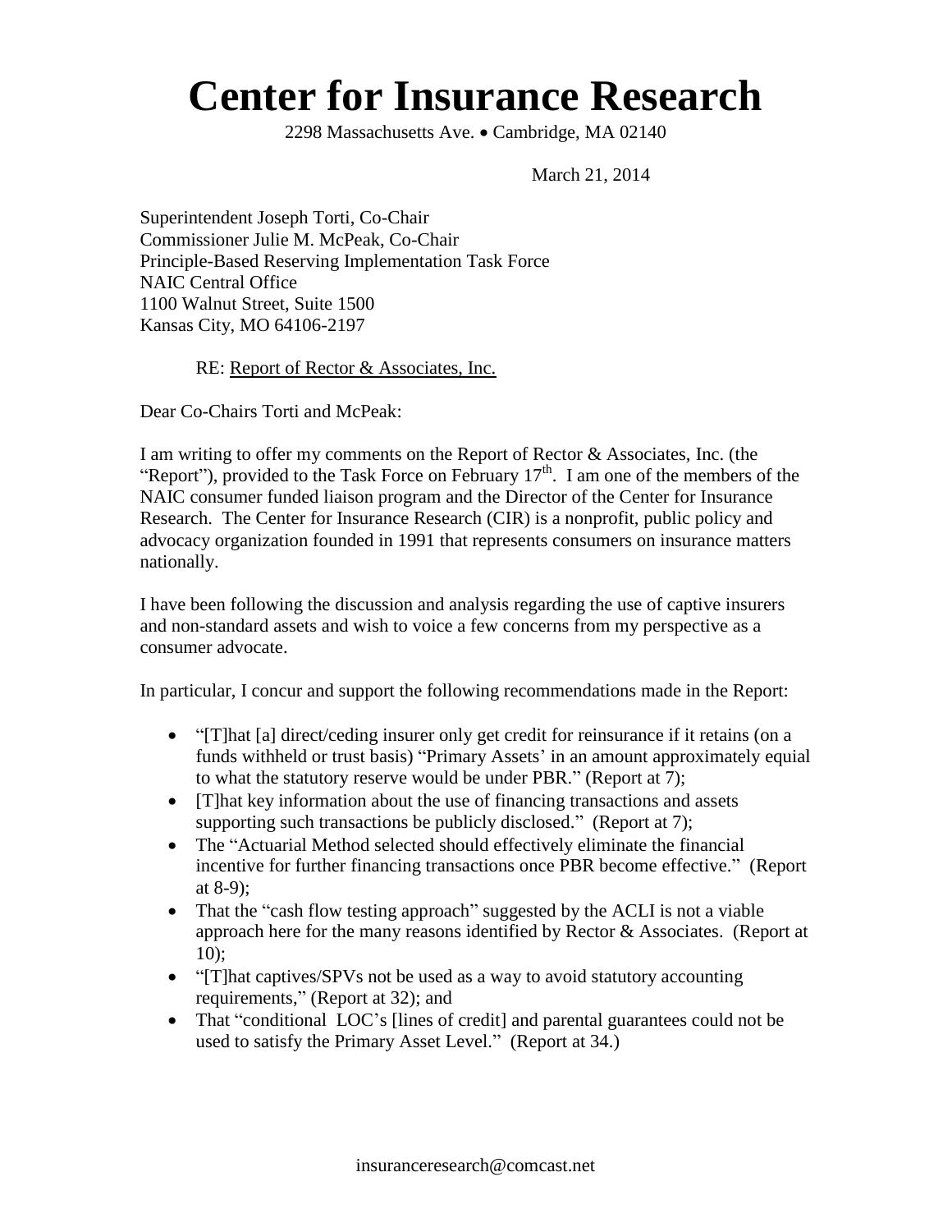# Center for Insurance Research

2298 Massachusetts Ave. • Cambridge, MA 02140

March 21, 2014

Superintendent Joseph Torti, Co-Chair
Commissioner Julie M. McPeak, Co-Chair
Principle-Based Reserving Implementation Task Force
NAIC Central Office
1100 Walnut Street, Suite 1500
Kansas City, MO 64106-2197

RE: Report of Rector & Associates, Inc.

Dear Co-Chairs Torti and McPeak:

I am writing to offer my comments on the Report of Rector & Associates, Inc. (the "Report"), provided to the Task Force on February 17th. I am one of the members of the NAIC consumer funded liaison program and the Director of the Center for Insurance Research. The Center for Insurance Research (CIR) is a nonprofit, public policy and advocacy organization founded in 1991 that represents consumers on insurance matters nationally.

I have been following the discussion and analysis regarding the use of captive insurers and non-standard assets and wish to voice a few concerns from my perspective as a consumer advocate.

In particular, I concur and support the following recommendations made in the Report:

- "[T]hat [a] direct/ceding insurer only get credit for reinsurance if it retains (on a funds withheld or trust basis) "Primary Assets' in an amount approximately equial to what the statutory reserve would be under PBR." (Report at 7);
- [T]hat key information about the use of financing transactions and assets supporting such transactions be publicly disclosed." (Report at 7);
- The "Actuarial Method selected should effectively eliminate the financial incentive for further financing transactions once PBR become effective." (Report at 8-9);
- That the "cash flow testing approach" suggested by the ACLI is not a viable approach here for the many reasons identified by Rector & Associates. (Report at 10);
- "[T]hat captives/SPVs not be used as a way to avoid statutory accounting requirements," (Report at 32); and
- That "conditional LOC's [lines of credit] and parental guarantees could not be used to satisfy the Primary Asset Level." (Report at 34.)

insuranceresearch@comcast.net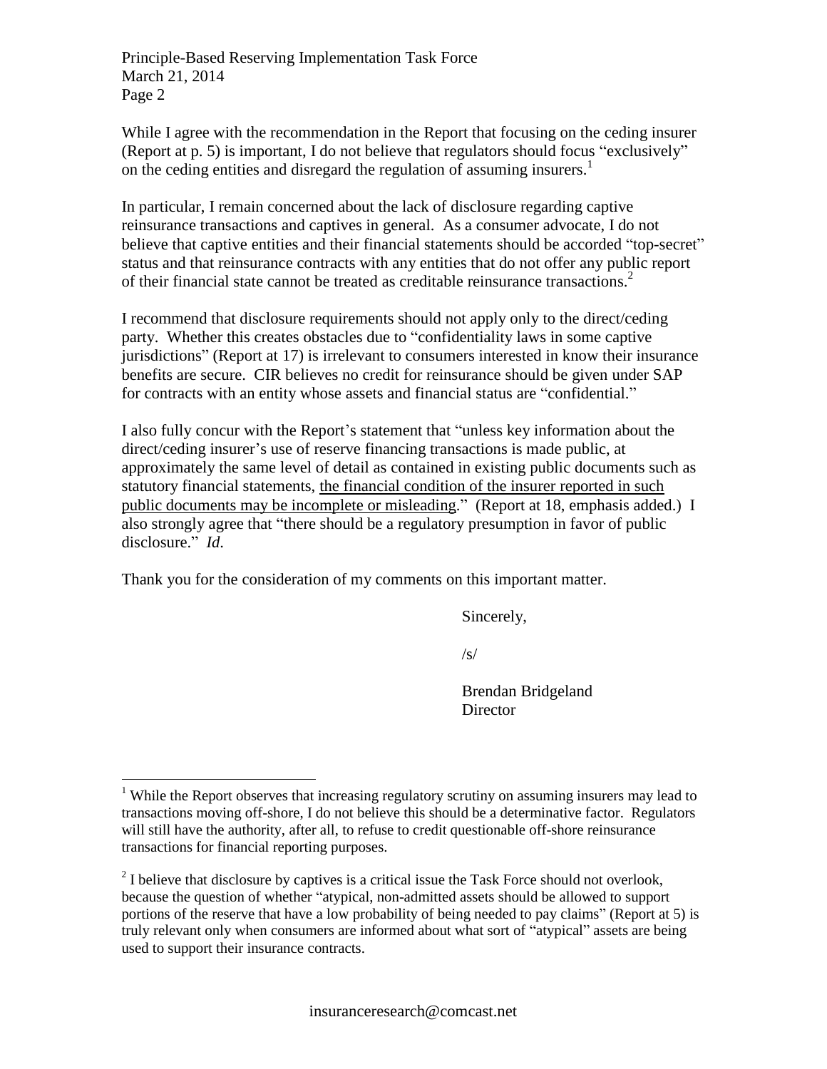While I agree with the recommendation in the Report that focusing on the ceding insurer (Report at p. 5) is important, I do not believe that regulators should focus "exclusively" on the ceding entities and disregard the regulation of assuming insurers.[1]

In particular, I remain concerned about the lack of disclosure regarding captive reinsurance transactions and captives in general. As a consumer advocate, I do not believe that captive entities and their financial statements should be accorded "top-secret" status and that reinsurance contracts with any entities that do not offer any public report of their financial state cannot be treated as creditable reinsurance transactions.[2]

I recommend that disclosure requirements should not apply only to the direct/ceding party. Whether this creates obstacles due to "confidentiality laws in some captive jurisdictions" (Report at 17) is irrelevant to consumers interested in know their insurance benefits are secure. CIR believes no credit for reinsurance should be given under SAP for contracts with an entity whose assets and financial status are "confidential."

I also fully concur with the Report's statement that "unless key information about the direct/ceding insurer's use of reserve financing transactions is made public, at approximately the same level of detail as contained in existing public documents such as statutory financial statements, <u>the financial condition of the insurer reported in such public documents may be incomplete or misleading</u>." (Report at 18, emphasis added.) I also strongly agree that "there should be a regulatory presumption in favor of public disclosure." *Id.*

Thank you for the consideration of my comments on this important matter.

Sincerely,

/s/

Brendan Bridgeland
Director

---

[1] While the Report observes that increasing regulatory scrutiny on assuming insurers may lead to transactions moving off-shore, I do not believe this should be a determinative factor. Regulators will still have the authority, after all, to refuse to credit questionable off-shore reinsurance transactions for financial reporting purposes.

[2] I believe that disclosure by captives is a critical issue the Task Force should not overlook, because the question of whether "atypical, non-admitted assets should be allowed to support portions of the reserve that have a low probability of being needed to pay claims" (Report at 5) is truly relevant only when consumers are informed about what sort of "atypical" assets are being used to support their insurance contracts.

insuranceresearch@comcast.net